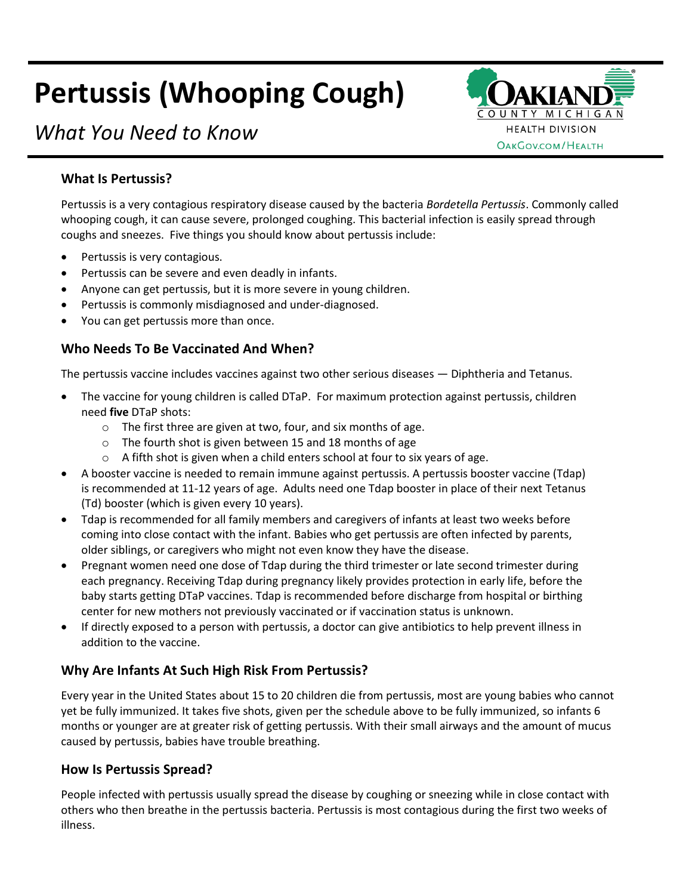# Pertussis (Whooping Cough)

*What You Need to Know*

OAKLAND COUNTY MICHIGAN
HEALTH DIVISION
OAKGOV.COM/HEALTH

### What Is Pertussis?

Pertussis is a very contagious respiratory disease caused by the bacteria *Bordetella Pertussis*. Commonly called whooping cough, it can cause severe, prolonged coughing. This bacterial infection is easily spread through coughs and sneezes. Five things you should know about pertussis include:

- Pertussis is very contagious.
- Pertussis can be severe and even deadly in infants.
- Anyone can get pertussis, but it is more severe in young children.
- Pertussis is commonly misdiagnosed and under-diagnosed.
- You can get pertussis more than once.

### Who Needs To Be Vaccinated And When?

The pertussis vaccine includes vaccines against two other serious diseases — Diphtheria and Tetanus.

- The vaccine for young children is called DTaP. For maximum protection against pertussis, children need **five** DTaP shots:
  - The first three are given at two, four, and six months of age.
  - The fourth shot is given between 15 and 18 months of age
  - A fifth shot is given when a child enters school at four to six years of age.
- A booster vaccine is needed to remain immune against pertussis. A pertussis booster vaccine (Tdap) is recommended at 11-12 years of age. Adults need one Tdap booster in place of their next Tetanus (Td) booster (which is given every 10 years).
- Tdap is recommended for all family members and caregivers of infants at least two weeks before coming into close contact with the infant. Babies who get pertussis are often infected by parents, older siblings, or caregivers who might not even know they have the disease.
- Pregnant women need one dose of Tdap during the third trimester or late second trimester during each pregnancy. Receiving Tdap during pregnancy likely provides protection in early life, before the baby starts getting DTaP vaccines. Tdap is recommended before discharge from hospital or birthing center for new mothers not previously vaccinated or if vaccination status is unknown.
- If directly exposed to a person with pertussis, a doctor can give antibiotics to help prevent illness in addition to the vaccine.

### Why Are Infants At Such High Risk From Pertussis?

Every year in the United States about 15 to 20 children die from pertussis, most are young babies who cannot yet be fully immunized. It takes five shots, given per the schedule above to be fully immunized, so infants 6 months or younger are at greater risk of getting pertussis. With their small airways and the amount of mucus caused by pertussis, babies have trouble breathing.

### How Is Pertussis Spread?

People infected with pertussis usually spread the disease by coughing or sneezing while in close contact with others who then breathe in the pertussis bacteria. Pertussis is most contagious during the first two weeks of illness.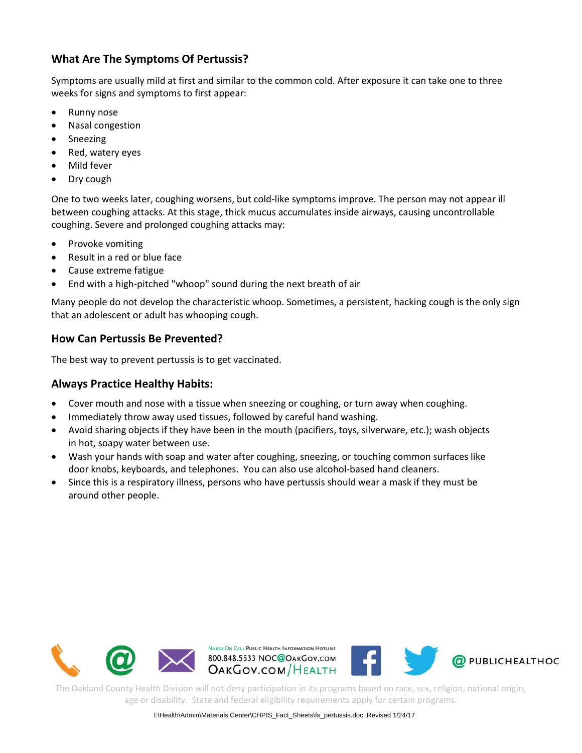## What Are The Symptoms Of Pertussis?

Symptoms are usually mild at first and similar to the common cold. After exposure it can take one to three weeks for signs and symptoms to first appear:

- Runny nose
- Nasal congestion
- Sneezing
- Red, watery eyes
- Mild fever
- Dry cough

One to two weeks later, coughing worsens, but cold-like symptoms improve. The person may not appear ill between coughing attacks. At this stage, thick mucus accumulates inside airways, causing uncontrollable coughing. Severe and prolonged coughing attacks may:

- Provoke vomiting
- Result in a red or blue face
- Cause extreme fatigue
- End with a high-pitched "whoop" sound during the next breath of air

Many people do not develop the characteristic whoop. Sometimes, a persistent, hacking cough is the only sign that an adolescent or adult has whooping cough.

## How Can Pertussis Be Prevented?

The best way to prevent pertussis is to get vaccinated.

## Always Practice Healthy Habits:

- Cover mouth and nose with a tissue when sneezing or coughing, or turn away when coughing.
- Immediately throw away used tissues, followed by careful hand washing.
- Avoid sharing objects if they have been in the mouth (pacifiers, toys, silverware, etc.); wash objects in hot, soapy water between use.
- Wash your hands with soap and water after coughing, sneezing, or touching common surfaces like door knobs, keyboards, and telephones. You can also use alcohol-based hand cleaners.
- Since this is a respiratory illness, persons who have pertussis should wear a mask if they must be around other people.

Nurse On Call Public Health Information Hotline
800.848.5533 NOC@OakGov.com
OakGov.com/Health

@PUBLICHEALTHOC

The Oakland County Health Division will not deny participation in its programs based on race, sex, religion, national origin, age or disability. State and federal eligibility requirements apply for certain programs.

I:\Health\Admin\Materials Center\CHPIS_Fact_Sheets\fs_pertussis.doc Revised 1/24/17